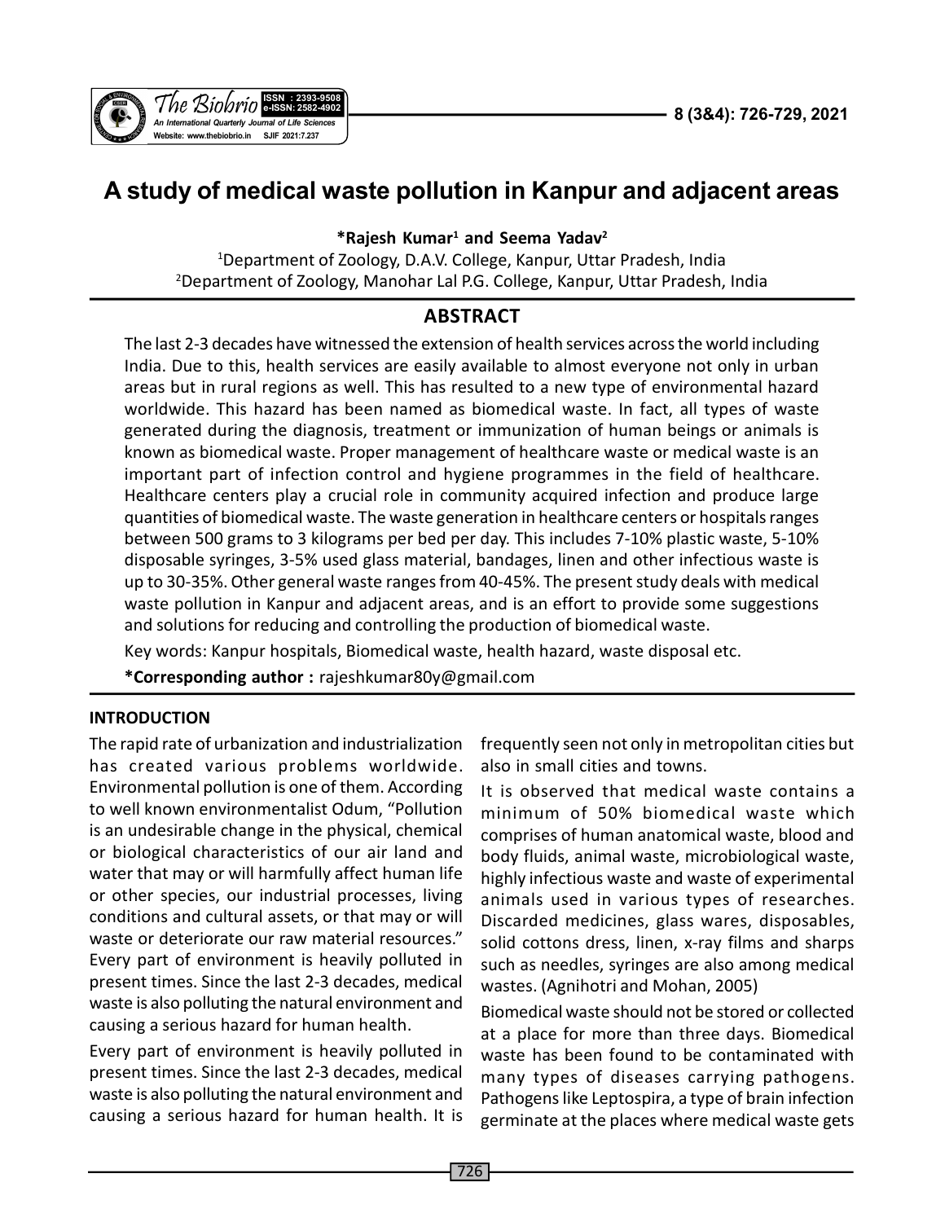# A study of medical waste pollution in Kanpur and adjacent areas

**\*Rajesh Kumar[1] and Seema Yadav[2]**

[1]Department of Zoology, D.A.V. College, Kanpur, Uttar Pradesh, India

[2]Department of Zoology, Manohar Lal P.G. College, Kanpur, Uttar Pradesh, India

## ABSTRACT

The last 2-3 decades have witnessed the extension of health services across the world including India. Due to this, health services are easily available to almost everyone not only in urban areas but in rural regions as well. This has resulted to a new type of environmental hazard worldwide. This hazard has been named as biomedical waste. In fact, all types of waste generated during the diagnosis, treatment or immunization of human beings or animals is known as biomedical waste. Proper management of healthcare waste or medical waste is an important part of infection control and hygiene programmes in the field of healthcare. Healthcare centers play a crucial role in community acquired infection and produce large quantities of biomedical waste. The waste generation in healthcare centers or hospitals ranges between 500 grams to 3 kilograms per bed per day. This includes 7-10% plastic waste, 5-10% disposable syringes, 3-5% used glass material, bandages, linen and other infectious waste is up to 30-35%. Other general waste ranges from 40-45%. The present study deals with medical waste pollution in Kanpur and adjacent areas, and is an effort to provide some suggestions and solutions for reducing and controlling the production of biomedical waste.

Key words: Kanpur hospitals, Biomedical waste, health hazard, waste disposal etc.

**\*Corresponding author :** rajeshkumar80y@gmail.com

## INTRODUCTION

The rapid rate of urbanization and industrialization has created various problems worldwide. Environmental pollution is one of them. According to well known environmentalist Odum, "Pollution is an undesirable change in the physical, chemical or biological characteristics of our air land and water that may or will harmfully affect human life or other species, our industrial processes, living conditions and cultural assets, or that may or will waste or deteriorate our raw material resources." Every part of environment is heavily polluted in present times. Since the last 2-3 decades, medical waste is also polluting the natural environment and causing a serious hazard for human health.

Every part of environment is heavily polluted in present times. Since the last 2-3 decades, medical waste is also polluting the natural environment and causing a serious hazard for human health. It is frequently seen not only in metropolitan cities but also in small cities and towns.

It is observed that medical waste contains a minimum of 50% biomedical waste which comprises of human anatomical waste, blood and body fluids, animal waste, microbiological waste, highly infectious waste and waste of experimental animals used in various types of researches. Discarded medicines, glass wares, disposables, solid cottons dress, linen, x-ray films and sharps such as needles, syringes are also among medical wastes. (Agnihotri and Mohan, 2005)

Biomedical waste should not be stored or collected at a place for more than three days. Biomedical waste has been found to be contaminated with many types of diseases carrying pathogens. Pathogens like Leptospira, a type of brain infection germinate at the places where medical waste gets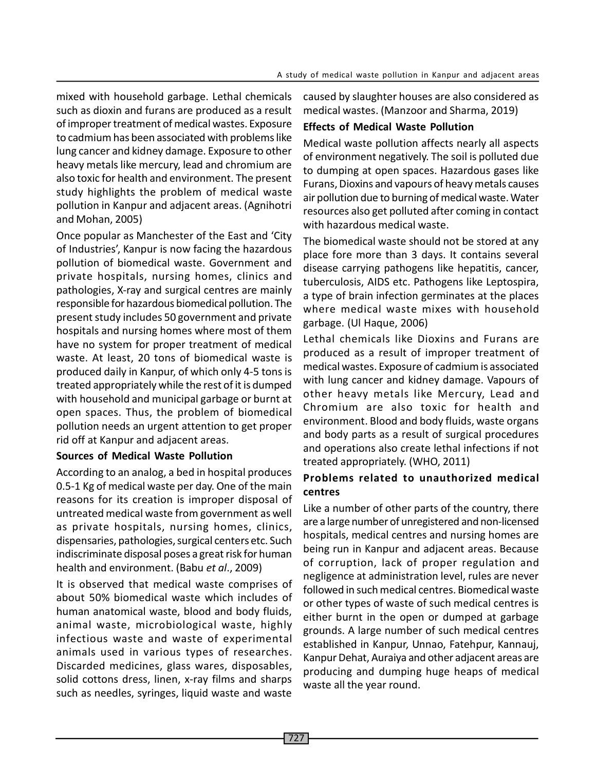mixed with household garbage. Lethal chemicals such as dioxin and furans are produced as a result of improper treatment of medical wastes. Exposure to cadmium has been associated with problems like lung cancer and kidney damage. Exposure to other heavy metals like mercury, lead and chromium are also toxic for health and environment. The present study highlights the problem of medical waste pollution in Kanpur and adjacent areas. (Agnihotri and Mohan, 2005)

Once popular as Manchester of the East and 'City of Industries', Kanpur is now facing the hazardous pollution of biomedical waste. Government and private hospitals, nursing homes, clinics and pathologies, X-ray and surgical centres are mainly responsible for hazardous biomedical pollution. The present study includes 50 government and private hospitals and nursing homes where most of them have no system for proper treatment of medical waste. At least, 20 tons of biomedical waste is produced daily in Kanpur, of which only 4-5 tons is treated appropriately while the rest of it is dumped with household and municipal garbage or burnt at open spaces. Thus, the problem of biomedical pollution needs an urgent attention to get proper rid off at Kanpur and adjacent areas.

**Sources of Medical Waste Pollution**

According to an analog, a bed in hospital produces 0.5-1 Kg of medical waste per day. One of the main reasons for its creation is improper disposal of untreated medical waste from government as well as private hospitals, nursing homes, clinics, dispensaries, pathologies, surgical centers etc. Such indiscriminate disposal poses a great risk for human health and environment. (Babu *et al*., 2009)

It is observed that medical waste comprises of about 50% biomedical waste which includes of human anatomical waste, blood and body fluids, animal waste, microbiological waste, highly infectious waste and waste of experimental animals used in various types of researches. Discarded medicines, glass wares, disposables, solid cottons dress, linen, x-ray films and sharps such as needles, syringes, liquid waste and waste caused by slaughter houses are also considered as medical wastes. (Manzoor and Sharma, 2019)

**Effects of Medical Waste Pollution**

Medical waste pollution affects nearly all aspects of environment negatively. The soil is polluted due to dumping at open spaces. Hazardous gases like Furans, Dioxins and vapours of heavy metals causes air pollution due to burning of medical waste. Water resources also get polluted after coming in contact with hazardous medical waste.

The biomedical waste should not be stored at any place fore more than 3 days. It contains several disease carrying pathogens like hepatitis, cancer, tuberculosis, AIDS etc. Pathogens like Leptospira, a type of brain infection germinates at the places where medical waste mixes with household garbage. (Ul Haque, 2006)

Lethal chemicals like Dioxins and Furans are produced as a result of improper treatment of medical wastes. Exposure of cadmium is associated with lung cancer and kidney damage. Vapours of other heavy metals like Mercury, Lead and Chromium are also toxic for health and environment. Blood and body fluids, waste organs and body parts as a result of surgical procedures and operations also create lethal infections if not treated appropriately. (WHO, 2011)

**Problems related to unauthorized medical centres**

Like a number of other parts of the country, there are a large number of unregistered and non-licensed hospitals, medical centres and nursing homes are being run in Kanpur and adjacent areas. Because of corruption, lack of proper regulation and negligence at administration level, rules are never followed in such medical centres. Biomedical waste or other types of waste of such medical centres is either burnt in the open or dumped at garbage grounds. A large number of such medical centres established in Kanpur, Unnao, Fatehpur, Kannauj, Kanpur Dehat, Auraiya and other adjacent areas are producing and dumping huge heaps of medical waste all the year round.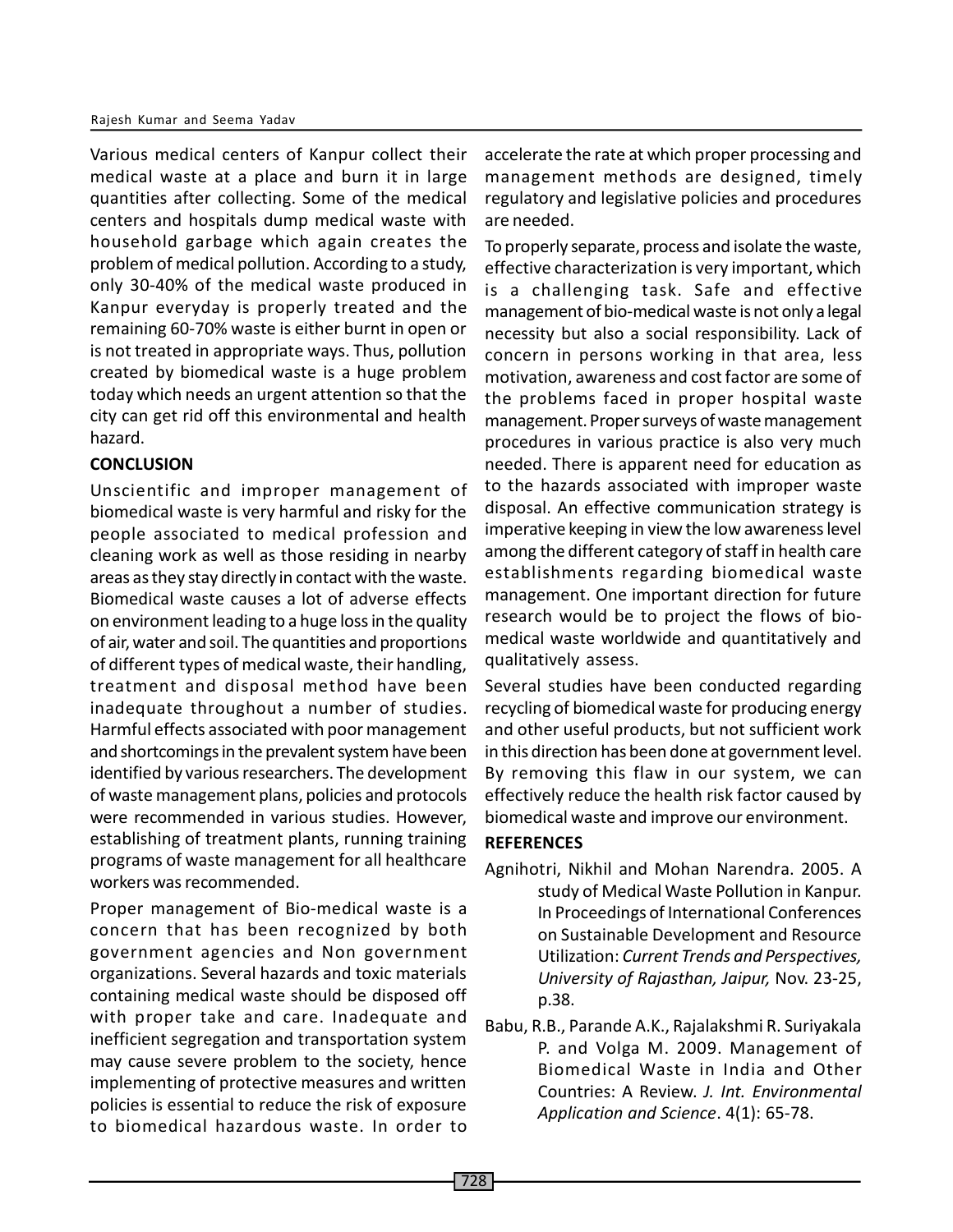Various medical centers of Kanpur collect their medical waste at a place and burn it in large quantities after collecting. Some of the medical centers and hospitals dump medical waste with household garbage which again creates the problem of medical pollution. According to a study, only 30-40% of the medical waste produced in Kanpur everyday is properly treated and the remaining 60-70% waste is either burnt in open or is not treated in appropriate ways. Thus, pollution created by biomedical waste is a huge problem today which needs an urgent attention so that the city can get rid off this environmental and health hazard.

## CONCLUSION

Unscientific and improper management of biomedical waste is very harmful and risky for the people associated to medical profession and cleaning work as well as those residing in nearby areas as they stay directly in contact with the waste. Biomedical waste causes a lot of adverse effects on environment leading to a huge loss in the quality of air, water and soil. The quantities and proportions of different types of medical waste, their handling, treatment and disposal method have been inadequate throughout a number of studies. Harmful effects associated with poor management and shortcomings in the prevalent system have been identified by various researchers. The development of waste management plans, policies and protocols were recommended in various studies. However, establishing of treatment plants, running training programs of waste management for all healthcare workers was recommended.

Proper management of Bio-medical waste is a concern that has been recognized by both government agencies and Non government organizations. Several hazards and toxic materials containing medical waste should be disposed off with proper take and care. Inadequate and inefficient segregation and transportation system may cause severe problem to the society, hence implementing of protective measures and written policies is essential to reduce the risk of exposure to biomedical hazardous waste. In order to accelerate the rate at which proper processing and management methods are designed, timely regulatory and legislative policies and procedures are needed.

To properly separate, process and isolate the waste, effective characterization is very important, which is a challenging task. Safe and effective management of bio-medical waste is not only a legal necessity but also a social responsibility. Lack of concern in persons working in that area, less motivation, awareness and cost factor are some of the problems faced in proper hospital waste management. Proper surveys of waste management procedures in various practice is also very much needed. There is apparent need for education as to the hazards associated with improper waste disposal. An effective communication strategy is imperative keeping in view the low awareness level among the different category of staff in health care establishments regarding biomedical waste management. One important direction for future research would be to project the flows of bio-medical waste worldwide and quantitatively and qualitatively assess.

Several studies have been conducted regarding recycling of biomedical waste for producing energy and other useful products, but not sufficient work in this direction has been done at government level. By removing this flaw in our system, we can effectively reduce the health risk factor caused by biomedical waste and improve our environment.

## REFERENCES

Agnihotri, Nikhil and Mohan Narendra. 2005. A study of Medical Waste Pollution in Kanpur. In Proceedings of International Conferences on Sustainable Development and Resource Utilization: *Current Trends and Perspectives, University of Rajasthan, Jaipur,* Nov. 23-25, p.38.

Babu, R.B., Parande A.K., Rajalakshmi R. Suriyakala P. and Volga M. 2009. Management of Biomedical Waste in India and Other Countries: A Review. *J. Int. Environmental Application and Science*. 4(1): 65-78.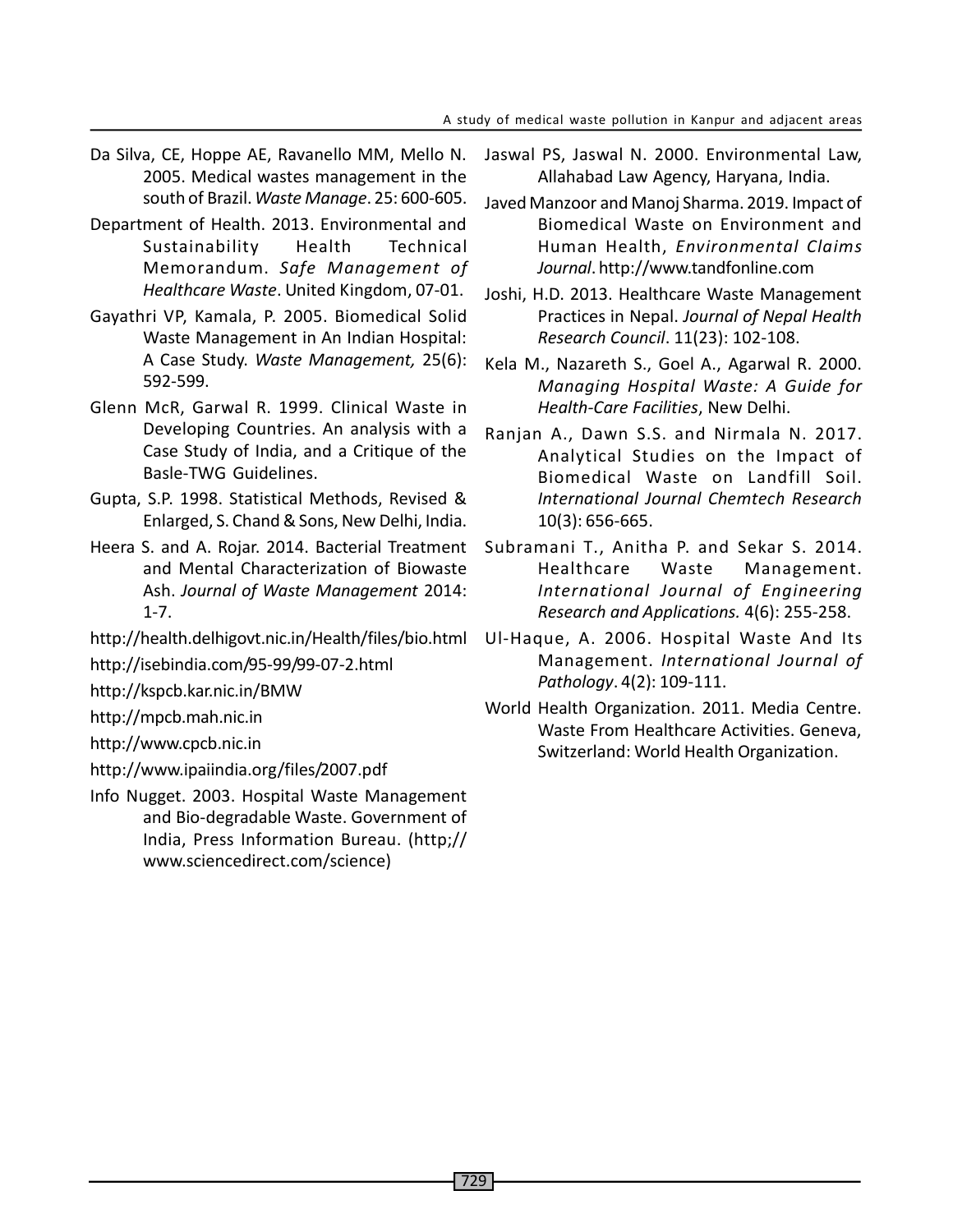Da Silva, CE, Hoppe AE, Ravanello MM, Mello N. 2005. Medical wastes management in the south of Brazil. *Waste Manage*. 25: 600-605.

Department of Health. 2013. Environmental and Sustainability Health Technical Memorandum. *Safe Management of Healthcare Waste*. United Kingdom, 07-01.

Gayathri VP, Kamala, P. 2005. Biomedical Solid Waste Management in An Indian Hospital: A Case Study. *Waste Management,* 25(6): 592-599.

Glenn McR, Garwal R. 1999. Clinical Waste in Developing Countries. An analysis with a Case Study of India, and a Critique of the Basle-TWG Guidelines.

Gupta, S.P. 1998. Statistical Methods, Revised & Enlarged, S. Chand & Sons, New Delhi, India.

Heera S. and A. Rojar. 2014. Bacterial Treatment and Mental Characterization of Biowaste Ash. *Journal of Waste Management* 2014: 1-7.

http://health.delhigovt.nic.in/Health/files/bio.html

http://isebindia.com/95-99/99-07-2.html

http://kspcb.kar.nic.in/BMW

http://mpcb.mah.nic.in

http://www.cpcb.nic.in

http://www.ipaiindia.org/files/2007.pdf

Info Nugget. 2003. Hospital Waste Management and Bio-degradable Waste. Government of India, Press Information Bureau. (http;// www.sciencedirect.com/science)

Jaswal PS, Jaswal N. 2000. Environmental Law, Allahabad Law Agency, Haryana, India.

Javed Manzoor and Manoj Sharma. 2019. Impact of Biomedical Waste on Environment and Human Health, *Environmental Claims Journal*. http://www.tandfonline.com

Joshi, H.D. 2013. Healthcare Waste Management Practices in Nepal. *Journal of Nepal Health Research Council*. 11(23): 102-108.

Kela M., Nazareth S., Goel A., Agarwal R. 2000. *Managing Hospital Waste: A Guide for Health-Care Facilities*, New Delhi.

Ranjan A., Dawn S.S. and Nirmala N. 2017. Analytical Studies on the Impact of Biomedical Waste on Landfill Soil. *International Journal Chemtech Research* 10(3): 656-665.

Subramani T., Anitha P. and Sekar S. 2014. Healthcare Waste Management. *International Journal of Engineering Research and Applications.* 4(6): 255-258.

Ul-Haque, A. 2006. Hospital Waste And Its Management. *International Journal of Pathology*. 4(2): 109-111.

World Health Organization. 2011. Media Centre. Waste From Healthcare Activities. Geneva, Switzerland: World Health Organization.